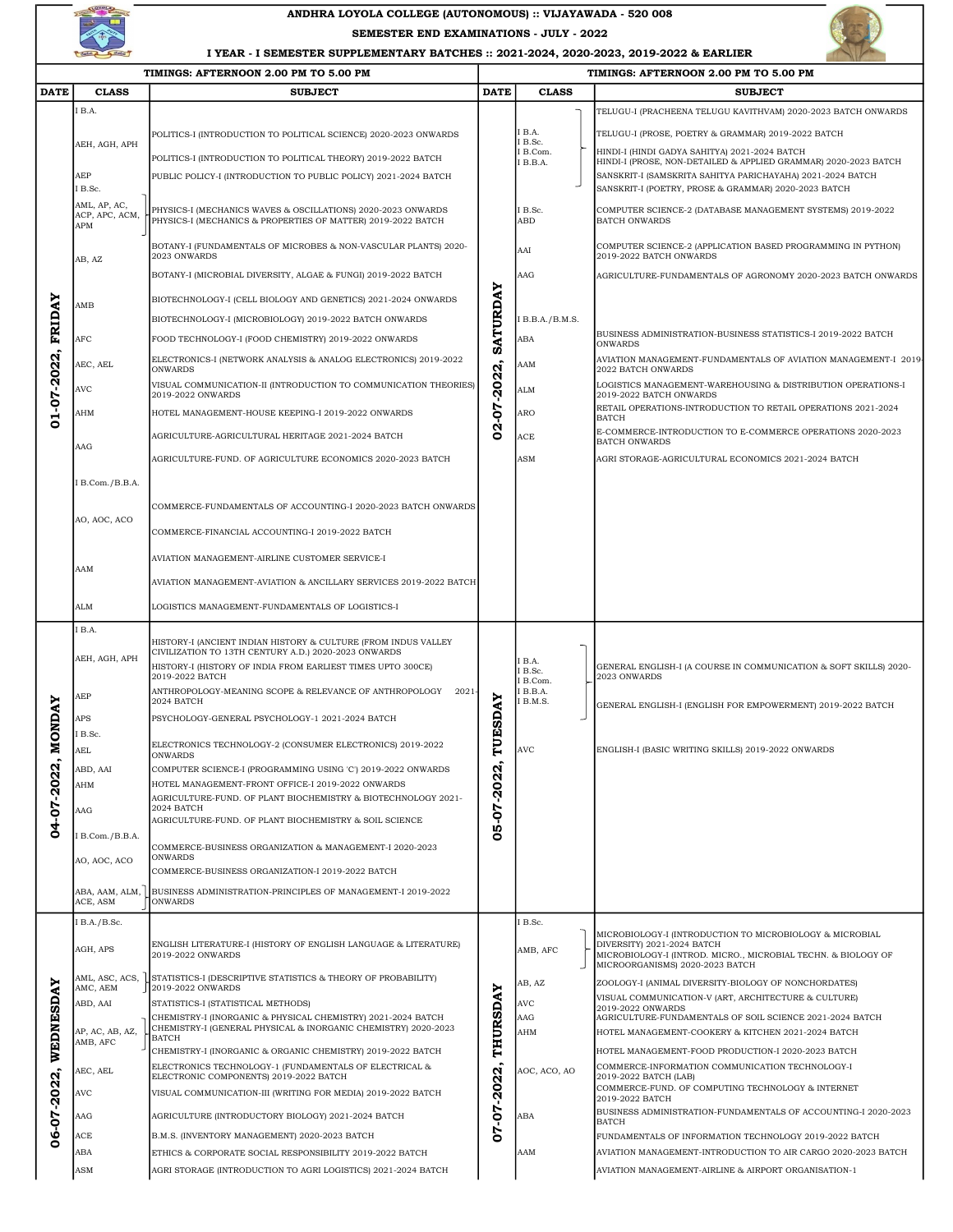# ANDHRA LOYOLA COLLEGE (AUTONOMOUS) :: VIJAYAWADA - 520 008

## SEMESTER END EXAMINATIONS - JULY - 2022

### I YEAR - I SEMESTER SUPPLEMENTARY BATCHES :: 2021-2024, 2020-2023, 2019-2022 & EARLIER

**TIMINGS: AFTERNOON 2.00 PM TO 5.00 PM**

| DATE | CLASS | SUBJECT |
|---|---|---|
| 01-07-2022, FRIDAY | I B.A. | |
| | AEH, AGH, APH | POLITICS-I (INTRODUCTION TO POLITICAL SCIENCE) 2020-2023 ONWARDS |
| | | POLITICS-I (INTRODUCTION TO POLITICAL THEORY) 2019-2022 BATCH |
| | AEP | PUBLIC POLICY-I (INTRODUCTION TO PUBLIC POLICY) 2021-2024 BATCH |
| | I B.Sc. | |
| | AML, AP, AC, ACP, APC, ACM, APM | PHYSICS-I (MECHANICS WAVES & OSCILLATIONS) 2020-2023 ONWARDS<br>PHYSICS-I (MECHANICS & PROPERTIES OF MATTER) 2019-2022 BATCH |
| | AB, AZ | BOTANY-I (FUNDAMENTALS OF MICROBES & NON-VASCULAR PLANTS) 2020-2023 ONWARDS |
| | | BOTANY-I (MICROBIAL DIVERSITY, ALGAE & FUNGI) 2019-2022 BATCH |
| | AMB | BIOTECHNOLOGY-I (CELL BIOLOGY AND GENETICS) 2021-2024 ONWARDS |
| | | BIOTECHNOLOGY-I (MICROBIOLOGY) 2019-2022 BATCH ONWARDS |
| | AFC | FOOD TECHNOLOGY-I (FOOD CHEMISTRY) 2019-2022 ONWARDS |
| | AEC, AEL | ELECTRONICS-I (NETWORK ANALYSIS & ANALOG ELECTRONICS) 2019-2022 ONWARDS |
| | AVC | VISUAL COMMUNICATION-II (INTRODUCTION TO COMMUNICATION THEORIES) 2019-2022 ONWARDS |
| | AHM | HOTEL MANAGEMENT-HOUSE KEEPING-I 2019-2022 ONWARDS |
| | AAG | AGRICULTURE-AGRICULTURAL HERITAGE 2021-2024 BATCH |
| | | AGRICULTURE-FUND. OF AGRICULTURE ECONOMICS 2020-2023 BATCH |
| | I B.Com./B.B.A. | |
| | AO, AOC, ACO | COMMERCE-FUNDAMENTALS OF ACCOUNTING-I 2020-2023 BATCH ONWARDS |
| | | COMMERCE-FINANCIAL ACCOUNTING-I 2019-2022 BATCH |
| | AAM | AVIATION MANAGEMENT-AIRLINE CUSTOMER SERVICE-I |
| | | AVIATION MANAGEMENT-AVIATION & ANCILLARY SERVICES 2019-2022 BATCH |
| | ALM | LOGISTICS MANAGEMENT-FUNDAMENTALS OF LOGISTICS-I |
| 04-07-2022, MONDAY | I B.A. | |
| | AEH, AGH, APH | HISTORY-I (ANCIENT INDIAN HISTORY & CULTURE (FROM INDUS VALLEY CIVILIZATION TO 13TH CENTURY A.D.) 2020-2023 ONWARDS |
| | | HISTORY-I (HISTORY OF INDIA FROM EARLIEST TIMES UPTO 300CE) 2019-2022 BATCH |
| | AEP | ANTHROPOLOGY-MEANING SCOPE & RELEVANCE OF ANTHROPOLOGY 2021-2024 BATCH |
| | APS | PSYCHOLOGY-GENERAL PSYCHOLOGY-1 2021-2024 BATCH |
| | I B.Sc. | |
| | AEL | ELECTRONICS TECHNOLOGY-2 (CONSUMER ELECTRONICS) 2019-2022 ONWARDS |
| | ABD, AAI | COMPUTER SCIENCE-I (PROGRAMMING USING 'C') 2019-2022 ONWARDS |
| | AHM | HOTEL MANAGEMENT-FRONT OFFICE-I 2019-2022 ONWARDS |
| | AAG | AGRICULTURE-FUND. OF PLANT BIOCHEMISTRY & BIOTECHNOLOGY 2021-2024 BATCH |
| | | AGRICULTURE-FUND. OF PLANT BIOCHEMISTRY & SOIL SCIENCE |
| | I B.Com./B.B.A. | |
| | AO, AOC, ACO | COMMERCE-BUSINESS ORGANIZATION & MANAGEMENT-I 2020-2023 ONWARDS |
| | | COMMERCE-BUSINESS ORGANIZATION-I 2019-2022 BATCH |
| | ABA, AAM, ALM, ACE, ASM | BUSINESS ADMINISTRATION-PRINCIPLES OF MANAGEMENT-I 2019-2022 ONWARDS |
| 06-07-2022, WEDNESDAY | I B.A./B.Sc. | |
| | AGH, APS | ENGLISH LITERATURE-I (HISTORY OF ENGLISH LANGUAGE & LITERATURE) 2019-2022 ONWARDS |
| | AML, ASC, ACS, AMC, AEM | STATISTICS-I (DESCRIPTIVE STATISTICS & THEORY OF PROBABILITY) 2019-2022 ONWARDS |
| | ABD, AAI | STATISTICS-I (STATISTICAL METHODS) |
| | AP, AC, AB, AZ, AMB, AFC | CHEMISTRY-I (INORGANIC & PHYSICAL CHEMISTRY) 2021-2024 BATCH<br>CHEMISTRY-I (GENERAL PHYSICAL & INORGANIC CHEMISTRY) 2020-2023 BATCH |
| | | CHEMISTRY-I (INORGANIC & ORGANIC CHEMISTRY) 2019-2022 BATCH |
| | AEC, AEL | ELECTRONICS TECHNOLOGY-1 (FUNDAMENTALS OF ELECTRICAL & ELECTRONIC COMPONENTS) 2019-2022 BATCH |
| | AVC | VISUAL COMMUNICATION-III (WRITING FOR MEDIA) 2019-2022 BATCH |
| | AAG | AGRICULTURE (INTRODUCTORY BIOLOGY) 2021-2024 BATCH |
| | ACE | B.M.S. (INVENTORY MANAGEMENT) 2020-2023 BATCH |
| | ABA | ETHICS & CORPORATE SOCIAL RESPONSIBILITY 2019-2022 BATCH |
| | ASM | AGRI STORAGE (INTRODUCTION TO AGRI LOGISTICS) 2021-2024 BATCH |

**TIMINGS: AFTERNOON 2.00 PM TO 5.00 PM**

| DATE | CLASS | SUBJECT |
|---|---|---|
| 02-07-2022, SATURDAY | I B.A.<br>I B.Sc.<br>I B.Com.<br>I B.B.A. | TELUGU-I (PRACHEENA TELUGU KAVITHVAM) 2020-2023 BATCH ONWARDS<br>TELUGU-I (PROSE, POETRY & GRAMMAR) 2019-2022 BATCH<br>HINDI-I (HINDI GADYA SAHITYA) 2021-2024 BATCH<br>HINDI-I (PROSE, NON-DETAILED & APPLIED GRAMMAR) 2020-2023 BATCH<br>SANSKRIT-I (SAMSKRITA SAHITYA PARICHAYAHA) 2021-2024 BATCH<br>SANSKRIT-I (POETRY, PROSE & GRAMMAR) 2020-2023 BATCH |
| | I B.Sc.<br>ABD | COMPUTER SCIENCE-2 (DATABASE MANAGEMENT SYSTEMS) 2019-2022 BATCH ONWARDS |
| | AAI | COMPUTER SCIENCE-2 (APPLICATION BASED PROGRAMMING IN PYTHON) 2019-2022 BATCH ONWARDS |
| | AAG | AGRICULTURE-FUNDAMENTALS OF AGRONOMY 2020-2023 BATCH ONWARDS |
| | I B.B.A./B.M.S. | |
| | ABA | BUSINESS ADMINISTRATION-BUSINESS STATISTICS-I 2019-2022 BATCH ONWARDS |
| | AAM | AVIATION MANAGEMENT-FUNDAMENTALS OF AVIATION MANAGEMENT-I 2019-2022 BATCH ONWARDS |
| | ALM | LOGISTICS MANAGEMENT-WAREHOUSING & DISTRIBUTION OPERATIONS-I 2019-2022 BATCH ONWARDS |
| | ARO | RETAIL OPERATIONS-INTRODUCTION TO RETAIL OPERATIONS 2021-2024 BATCH |
| | ACE | E-COMMERCE-INTRODUCTION TO E-COMMERCE OPERATIONS 2020-2023 BATCH ONWARDS |
| | ASM | AGRI STORAGE-AGRICULTURAL ECONOMICS 2021-2024 BATCH |
| 05-07-2022, TUESDAY | I B.A.<br>I B.Sc.<br>I B.Com.<br>I B.B.A.<br>I B.M.S. | GENERAL ENGLISH-I (A COURSE IN COMMUNICATION & SOFT SKILLS) 2020-2023 ONWARDS<br>GENERAL ENGLISH-I (ENGLISH FOR EMPOWERMENT) 2019-2022 BATCH |
| | AVC | ENGLISH-I (BASIC WRITING SKILLS) 2019-2022 ONWARDS |
| 07-07-2022, THURSDAY | I B.Sc. | |
| | AMB, AFC | MICROBIOLOGY-I (INTRODUCTION TO MICROBIOLOGY & MICROBIAL DIVERSITY) 2021-2024 BATCH<br>MICROBIOLOGY-I (INTROD. MICRO., MICROBIAL TECHN. & BIOLOGY OF MICROORGANISMS) 2020-2023 BATCH |
| | AB, AZ | ZOOLOGY-I (ANIMAL DIVERSITY-BIOLOGY OF NONCHORDATES) |
| | AVC | VISUAL COMMUNICATION-V (ART, ARCHITECTURE & CULTURE) 2019-2022 ONWARDS |
| | AAG | AGRICULTURE-FUNDAMENTALS OF SOIL SCIENCE 2021-2024 BATCH |
| | AHM | HOTEL MANAGEMENT-COOKERY & KITCHEN 2021-2024 BATCH |
| | | HOTEL MANAGEMENT-FOOD PRODUCTION-I 2020-2023 BATCH |
| | AOC, ACO, AO | COMMERCE-INFORMATION COMMUNICATION TECHNOLOGY-I 2019-2022 BATCH (LAB) |
| | | COMMERCE-FUND. OF COMPUTING TECHNOLOGY & INTERNET 2019-2022 BATCH |
| | ABA | BUSINESS ADMINISTRATION-FUNDAMENTALS OF ACCOUNTING-I 2020-2023 BATCH |
| | | FUNDAMENTALS OF INFORMATION TECHNOLOGY 2019-2022 BATCH |
| | AAM | AVIATION MANAGEMENT-INTRODUCTION TO AIR CARGO 2020-2023 BATCH |
| | | AVIATION MANAGEMENT-AIRLINE & AIRPORT ORGANISATION-1 |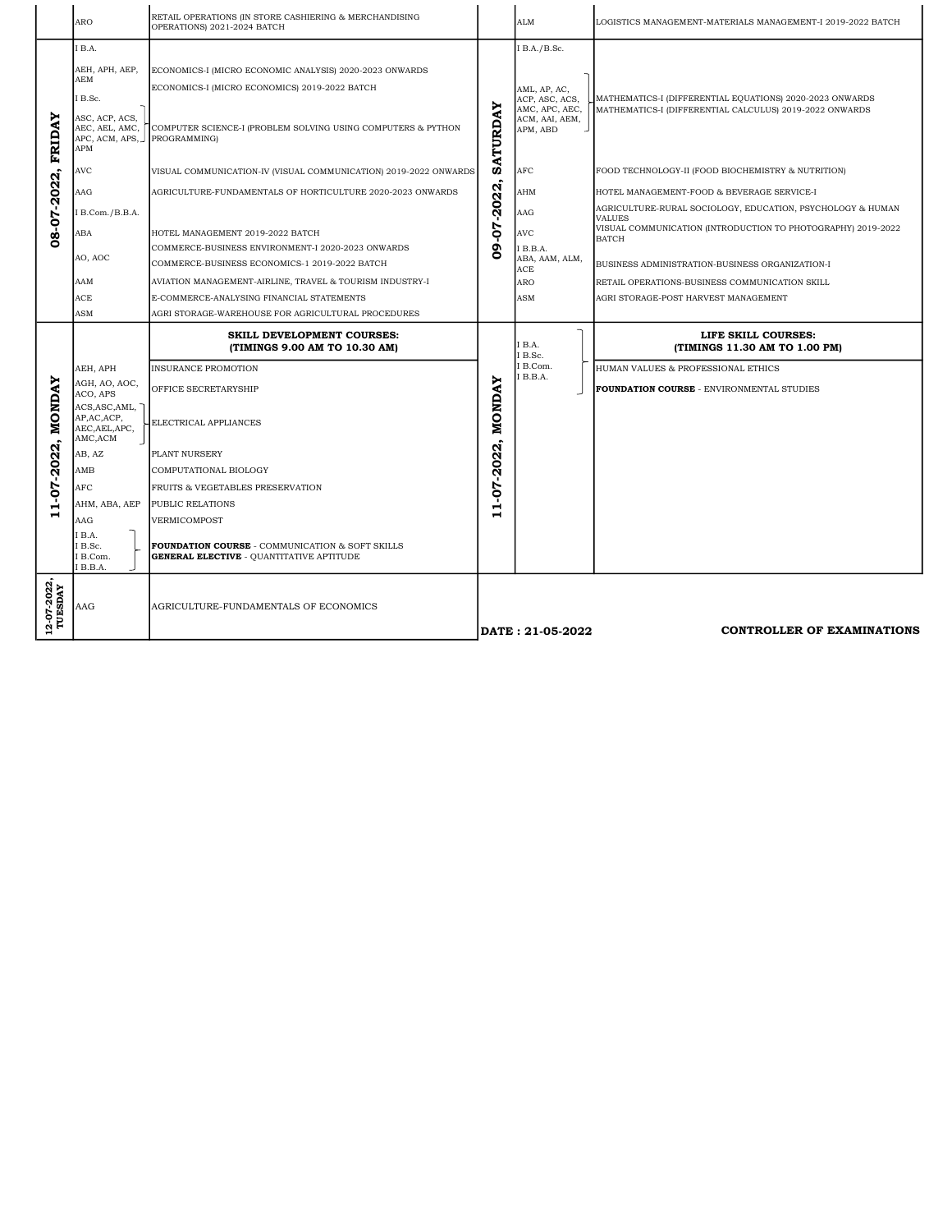| Date | Course Code | Subject | Date | Course Code | Subject |
|---|---|---|---|---|---|
| | ARO | RETAIL OPERATIONS (IN STORE CASHIERING & MERCHANDISING OPERATIONS) 2021-2024 BATCH | | ALM | LOGISTICS MANAGEMENT-MATERIALS MANAGEMENT-I 2019-2022 BATCH |
| 08-07-2022, FRIDAY | I B.A. | | 09-07-2022, SATURDAY | I B.A./B.Sc. | |
| | AEH, APH, AEP, AEM | ECONOMICS-I (MICRO ECONOMIC ANALYSIS) 2020-2023 ONWARDS<br>ECONOMICS-I (MICRO ECONOMICS) 2019-2022 BATCH | | AML, AP, AC, ACP, ASC, ACS, AMC, APC, AEC, ACM, AAI, AEM, APM, ABD | MATHEMATICS-I (DIFFERENTIAL EQUATIONS) 2020-2023 ONWARDS<br>MATHEMATICS-I (DIFFERENTIAL CALCULUS) 2019-2022 ONWARDS |
| | I B.Sc. | | | | |
| | ASC, ACP, ACS, AEC, AEL, AMC, APC, ACM, APS, APM | COMPUTER SCIENCE-I (PROBLEM SOLVING USING COMPUTERS & PYTHON PROGRAMMING) | | | |
| | AVC | VISUAL COMMUNICATION-IV (VISUAL COMMUNICATION) 2019-2022 ONWARDS | | AFC | FOOD TECHNOLOGY-II (FOOD BIOCHEMISTRY & NUTRITION) |
| | AAG | AGRICULTURE-FUNDAMENTALS OF HORTICULTURE 2020-2023 ONWARDS | | AHM | HOTEL MANAGEMENT-FOOD & BEVERAGE SERVICE-I |
| | I B.Com./B.B.A. | | | AAG | AGRICULTURE-RURAL SOCIOLOGY, EDUCATION, PSYCHOLOGY & HUMAN VALUES |
| | ABA | HOTEL MANAGEMENT 2019-2022 BATCH | | AVC | VISUAL COMMUNICATION (INTRODUCTION TO PHOTOGRAPHY) 2019-2022 BATCH |
| | AO, AOC | COMMERCE-BUSINESS ENVIRONMENT-I 2020-2023 ONWARDS<br>COMMERCE-BUSINESS ECONOMICS-1 2019-2022 BATCH | | I B.B.A.<br>ABA, AAM, ALM, ACE | BUSINESS ADMINISTRATION-BUSINESS ORGANIZATION-I |
| | AAM | AVIATION MANAGEMENT-AIRLINE, TRAVEL & TOURISM INDUSTRY-I | | ARO | RETAIL OPERATIONS-BUSINESS COMMUNICATION SKILL |
| | ACE | E-COMMERCE-ANALYSING FINANCIAL STATEMENTS | | ASM | AGRI STORAGE-POST HARVEST MANAGEMENT |
| | ASM | AGRI STORAGE-WAREHOUSE FOR AGRICULTURAL PROCEDURES | | | |
| 11-07-2022, MONDAY | | **SKILL DEVELOPMENT COURSES: (TIMINGS 9.00 AM TO 10.30 AM)** | 11-07-2022, MONDAY | I B.A.<br>I B.Sc.<br>I B.Com.<br>I B.B.A. | **LIFE SKILL COURSES: (TIMINGS 11.30 AM TO 1.00 PM)** |
| | AEH, APH | INSURANCE PROMOTION | | | HUMAN VALUES & PROFESSIONAL ETHICS |
| | AGH, AO, AOC, ACO, APS | OFFICE SECRETARYSHIP | | | **FOUNDATION COURSE** - ENVIRONMENTAL STUDIES |
| | ACS,ASC,AML, AP,AC,ACP, AEC,AEL,APC, AMC,ACM | ELECTRICAL APPLIANCES | | | |
| | AB, AZ | PLANT NURSERY | | | |
| | AMB | COMPUTATIONAL BIOLOGY | | | |
| | AFC | FRUITS & VEGETABLES PRESERVATION | | | |
| | AHM, ABA, AEP | PUBLIC RELATIONS | | | |
| | AAG | VERMICOMPOST | | | |
| | I B.A.<br>I B.Sc.<br>I B.Com.<br>I B.B.A. | **FOUNDATION COURSE** - COMMUNICATION & SOFT SKILLS<br>**GENERAL ELECTIVE** - QUANTITATIVE APTITUDE | | | |
| 12-07-2022, TUESDAY | AAG | AGRICULTURE-FUNDAMENTALS OF ECONOMICS | | | |

**DATE : 21-05-2022**

**CONTROLLER OF EXAMINATIONS**